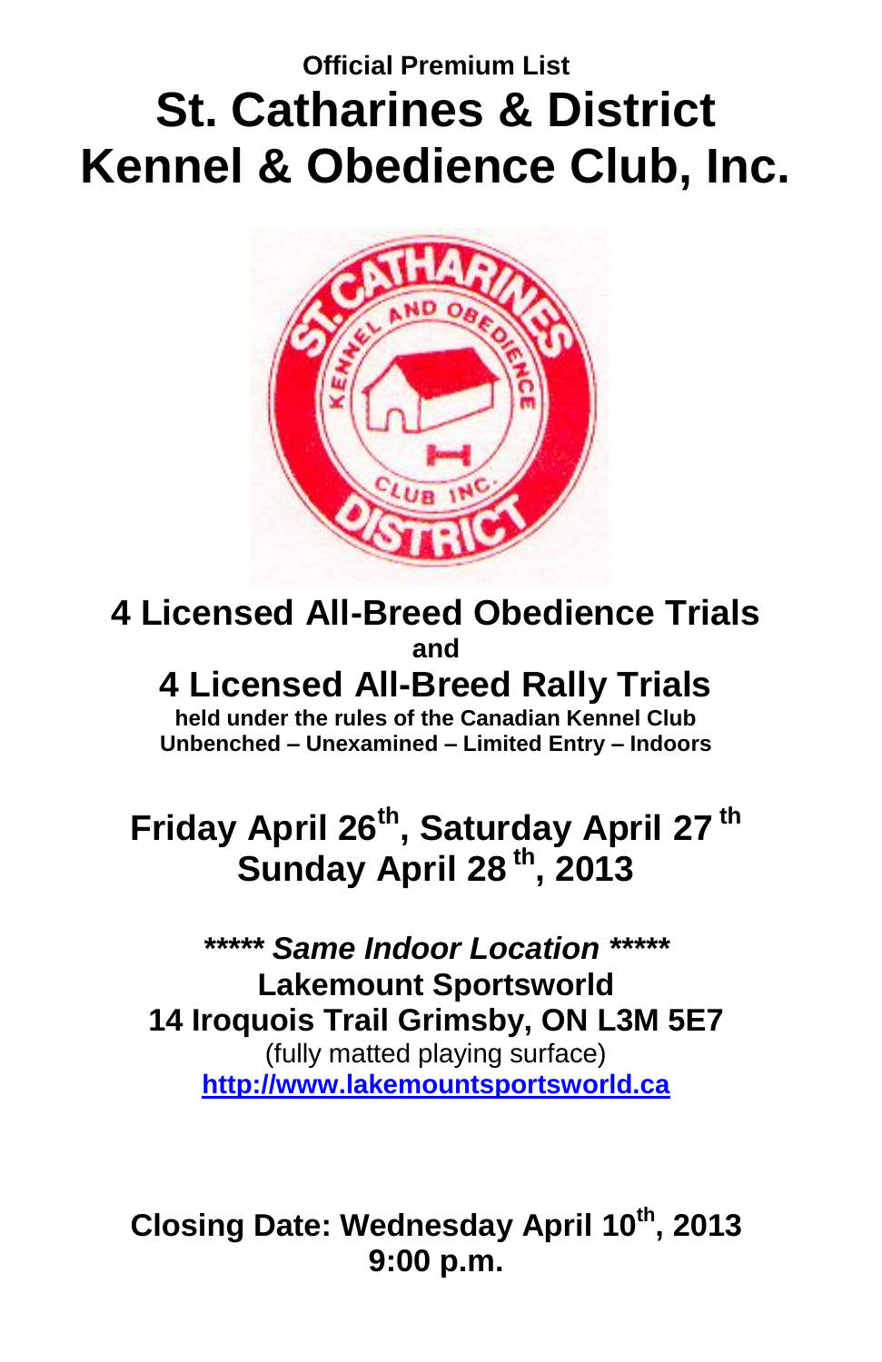**Official Premium List**

# St. Catharines & District Kennel & Obedience Club, Inc.

## 4 Licensed All-Breed Obedience Trials

**and**

## 4 Licensed All-Breed Rally Trials

**held under the rules of the Canadian Kennel Club**
**Unbenched – Unexamined – Limited Entry – Indoors**

## Friday April 26th, Saturday April 27th Sunday April 28th, 2013

***\*\*\*\*\* Same Indoor Location \*\*\*\*\****
**Lakemount Sportsworld**
**14 Iroquois Trail Grimsby, ON L3M 5E7**
(fully matted playing surface)
**http://www.lakemountsportsworld.ca**

## Closing Date: Wednesday April 10th, 2013 9:00 p.m.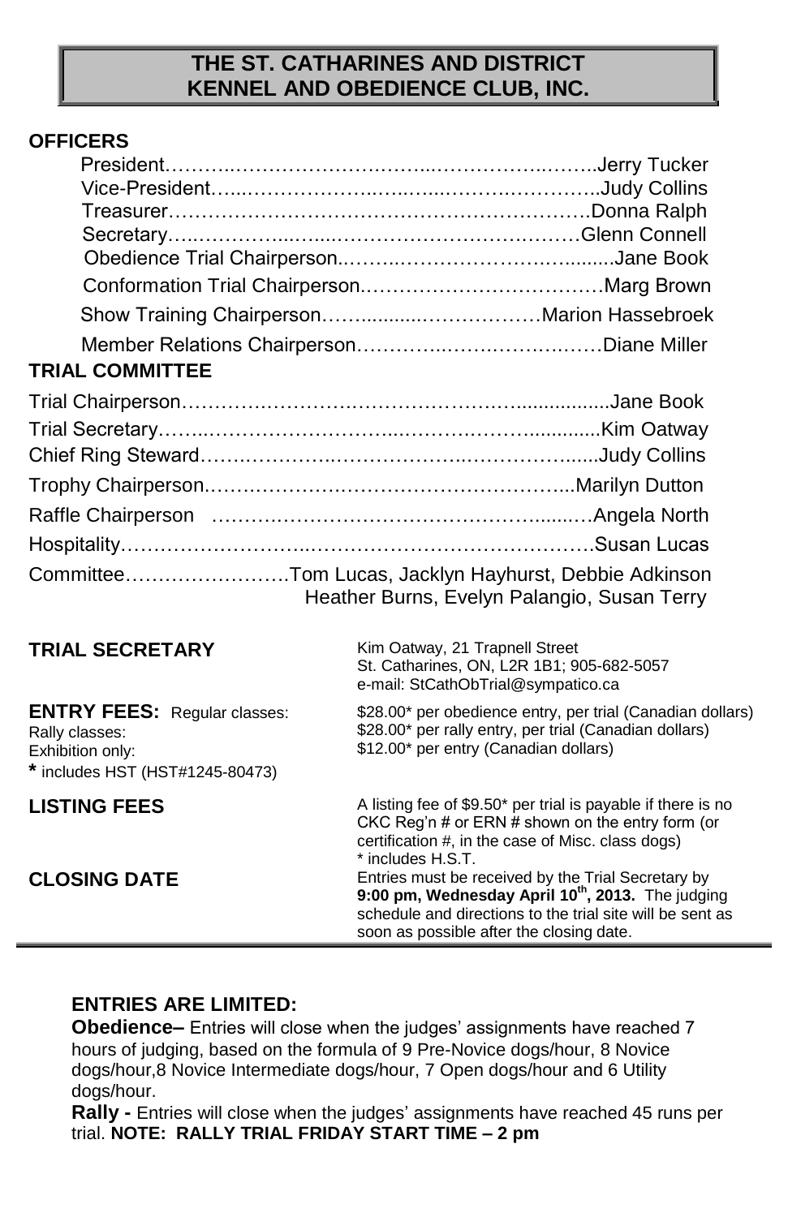# THE ST. CATHARINES AND DISTRICT KENNEL AND OBEDIENCE CLUB, INC.

## OFFICERS

| | |
|---|---|
| President | Jerry Tucker |
| Vice-President | Judy Collins |
| Treasurer | Donna Ralph |
| Secretary | Glenn Connell |
| Obedience Trial Chairperson | Jane Book |
| Conformation Trial Chairperson | Marg Brown |
| Show Training Chairperson | Marion Hassebroek |
| Member Relations Chairperson | Diane Miller |

## TRIAL COMMITTEE

| | |
|---|---|
| Trial Chairperson | Jane Book |
| Trial Secretary | Kim Oatway |
| Chief Ring Steward | Judy Collins |
| Trophy Chairperson | Marilyn Dutton |
| Raffle Chairperson | Angela North |
| Hospitality | Susan Lucas |
| Committee | Tom Lucas, Jacklyn Hayhurst, Debbie Adkinson, Heather Burns, Evelyn Palangio, Susan Terry |

**TRIAL SECRETARY**

Kim Oatway, 21 Trapnell Street
St. Catharines, ON, L2R 1B1; 905-682-5057
e-mail: StCathObTrial@sympatico.ca

**ENTRY FEES:** Regular classes: $28.00* per obedience entry, per trial (Canadian dollars)
Rally classes: $28.00* per rally entry, per trial (Canadian dollars)
Exhibition only: $12.00* per entry (Canadian dollars)
**\*** includes HST (HST#1245-80473)

**LISTING FEES**

A listing fee of $9.50* per trial is payable if there is no CKC Reg'n # or ERN # shown on the entry form (or certification #, in the case of Misc. class dogs)
\* includes H.S.T.

**CLOSING DATE**

Entries must be received by the Trial Secretary by **9:00 pm, Wednesday April 10th, 2013.** The judging schedule and directions to the trial site will be sent as soon as possible after the closing date.

---

**ENTRIES ARE LIMITED:**

**Obedience–** Entries will close when the judges' assignments have reached 7 hours of judging, based on the formula of 9 Pre-Novice dogs/hour, 8 Novice dogs/hour,8 Novice Intermediate dogs/hour, 7 Open dogs/hour and 6 Utility dogs/hour.

**Rally -** Entries will close when the judges' assignments have reached 45 runs per trial. **NOTE: RALLY TRIAL FRIDAY START TIME – 2 pm**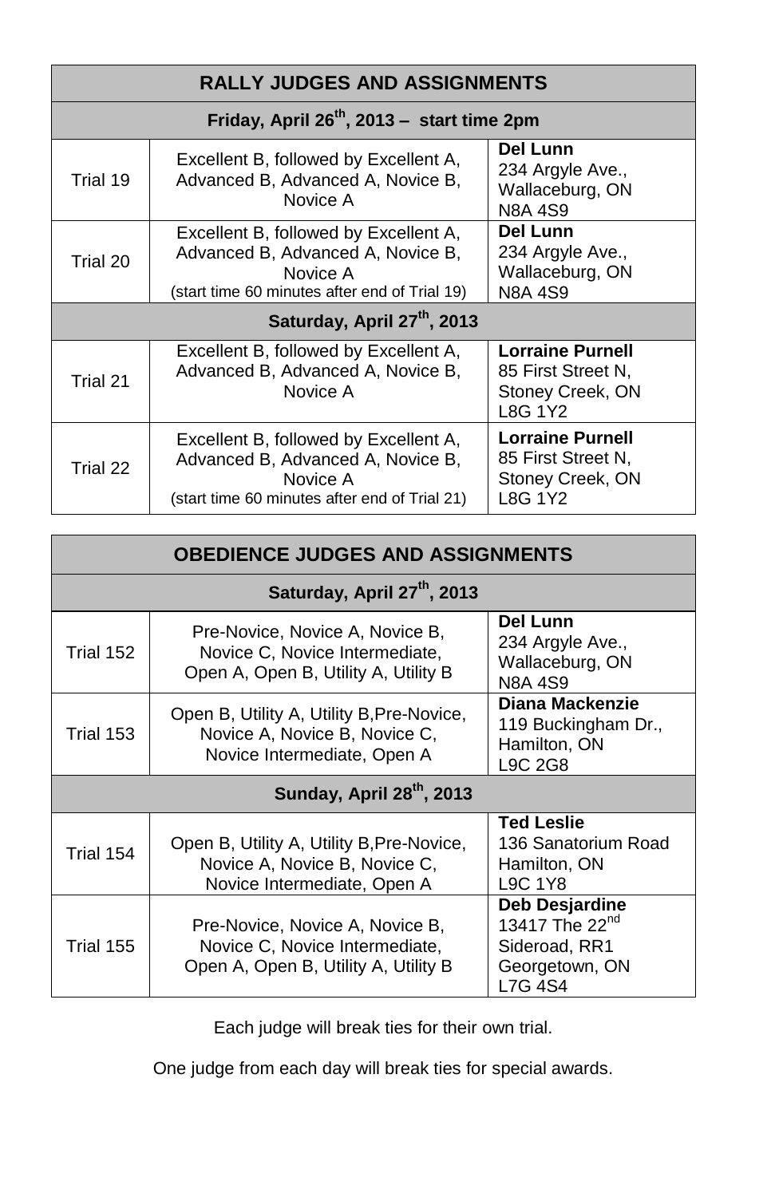| RALLY JUDGES AND ASSIGNMENTS | | |
|---|---|---|
| **Friday, April 26th, 2013 – start time 2pm** | | |
| Trial 19 | Excellent B, followed by Excellent A, Advanced B, Advanced A, Novice B, Novice A | **Del Lunn**<br>234 Argyle Ave.,<br>Wallaceburg, ON<br>N8A 4S9 |
| Trial 20 | Excellent B, followed by Excellent A, Advanced B, Advanced A, Novice B, Novice A<br>(start time 60 minutes after end of Trial 19) | **Del Lunn**<br>234 Argyle Ave.,<br>Wallaceburg, ON<br>N8A 4S9 |
| **Saturday, April 27th, 2013** | | |
| Trial 21 | Excellent B, followed by Excellent A, Advanced B, Advanced A, Novice B, Novice A | **Lorraine Purnell**<br>85 First Street N,<br>Stoney Creek, ON<br>L8G 1Y2 |
| Trial 22 | Excellent B, followed by Excellent A, Advanced B, Advanced A, Novice B, Novice A<br>(start time 60 minutes after end of Trial 21) | **Lorraine Purnell**<br>85 First Street N,<br>Stoney Creek, ON<br>L8G 1Y2 |

| OBEDIENCE JUDGES AND ASSIGNMENTS | | |
|---|---|---|
| **Saturday, April 27th, 2013** | | |
| Trial 152 | Pre-Novice, Novice A, Novice B, Novice C, Novice Intermediate, Open A, Open B, Utility A, Utility B | **Del Lunn**<br>234 Argyle Ave.,<br>Wallaceburg, ON<br>N8A 4S9 |
| Trial 153 | Open B, Utility A, Utility B,Pre-Novice, Novice A, Novice B, Novice C, Novice Intermediate, Open A | **Diana Mackenzie**<br>119 Buckingham Dr.,<br>Hamilton, ON<br>L9C 2G8 |
| **Sunday, April 28th, 2013** | | |
| Trial 154 | Open B, Utility A, Utility B,Pre-Novice, Novice A, Novice B, Novice C, Novice Intermediate, Open A | **Ted Leslie**<br>136 Sanatorium Road<br>Hamilton, ON<br>L9C 1Y8 |
| Trial 155 | Pre-Novice, Novice A, Novice B, Novice C, Novice Intermediate, Open A, Open B, Utility A, Utility B | **Deb Desjardine**<br>13417 The 22nd<br>Sideroad, RR1<br>Georgetown, ON<br>L7G 4S4 |

Each judge will break ties for their own trial.

One judge from each day will break ties for special awards.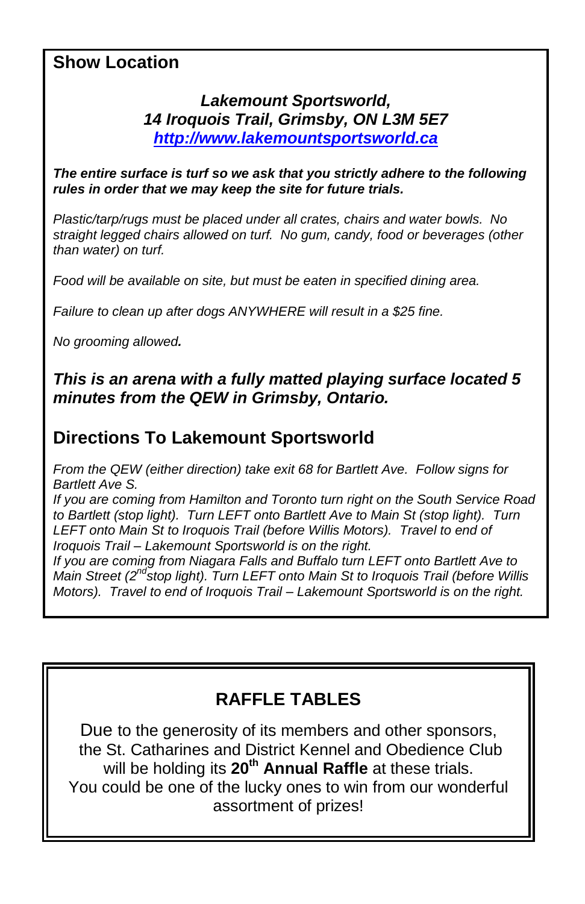## Show Location

***Lakemount Sportsworld,***
***14 Iroquois Trail, Grimsby, ON L3M 5E7***
***[http://www.lakemountsportsworld.ca](http://www.lakemountsportsworld.ca)***

***The entire surface is turf so we ask that you strictly adhere to the following rules in order that we may keep the site for future trials.***

*Plastic/tarp/rugs must be placed under all crates, chairs and water bowls. No straight legged chairs allowed on turf. No gum, candy, food or beverages (other than water) on turf.*

*Food will be available on site, but must be eaten in specified dining area.*

*Failure to clean up after dogs ANYWHERE will result in a $25 fine.*

*No grooming allowed.*

***This is an arena with a fully matted playing surface located 5 minutes from the QEW in Grimsby, Ontario.***

## Directions To Lakemount Sportsworld

*From the QEW (either direction) take exit 68 for Bartlett Ave. Follow signs for Bartlett Ave S.*
*If you are coming from Hamilton and Toronto turn right on the South Service Road to Bartlett (stop light). Turn LEFT onto Bartlett Ave to Main St (stop light). Turn LEFT onto Main St to Iroquois Trail (before Willis Motors). Travel to end of Iroquois Trail – Lakemount Sportsworld is on the right.*
*If you are coming from Niagara Falls and Buffalo turn LEFT onto Bartlett Ave to Main Street (2nd stop light). Turn LEFT onto Main St to Iroquois Trail (before Willis Motors). Travel to end of Iroquois Trail – Lakemount Sportsworld is on the right.*

## RAFFLE TABLES

Due to the generosity of its members and other sponsors, the St. Catharines and District Kennel and Obedience Club will be holding its **20th Annual Raffle** at these trials. You could be one of the lucky ones to win from our wonderful assortment of prizes!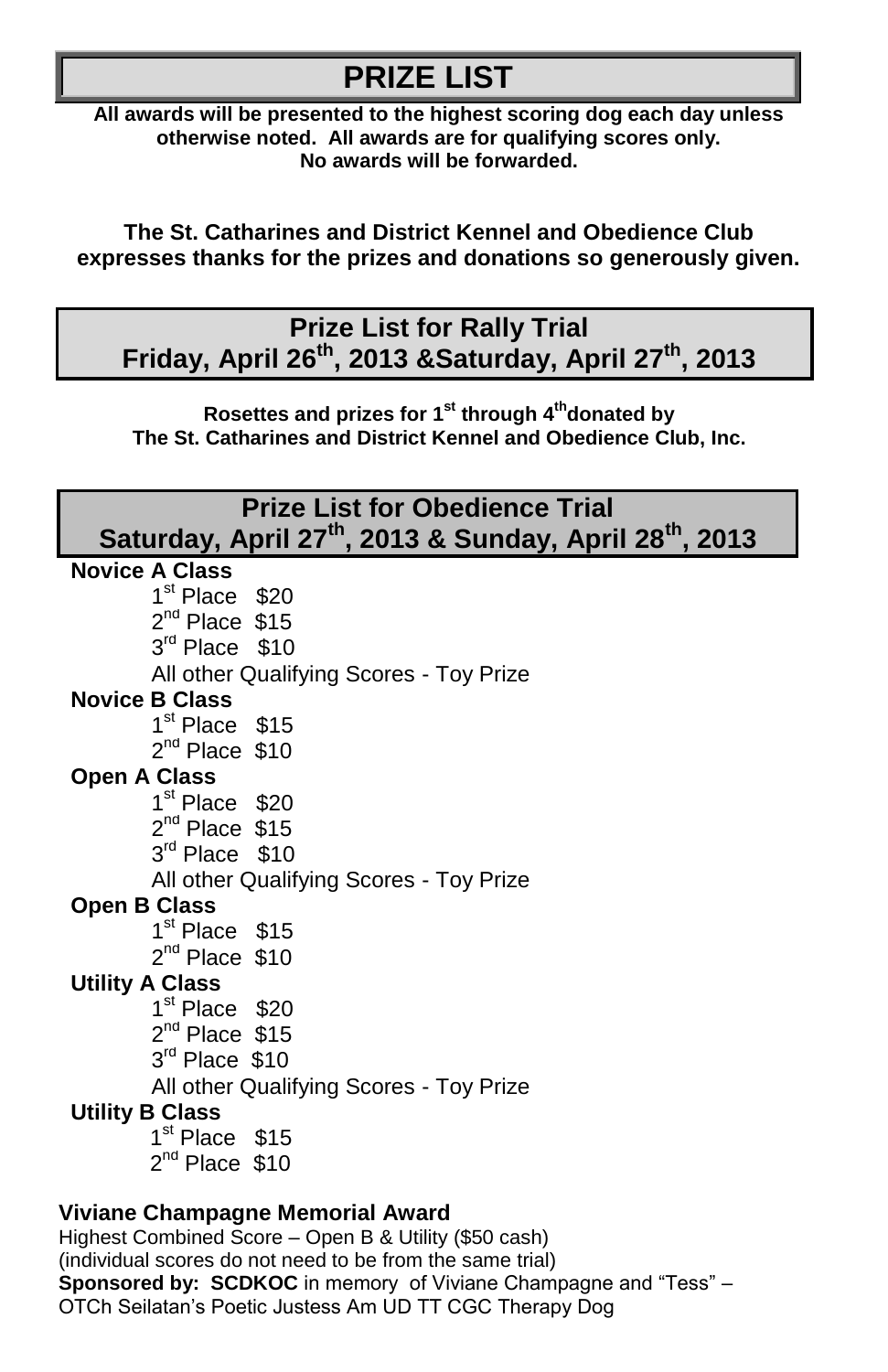# PRIZE LIST

**All awards will be presented to the highest scoring dog each day unless otherwise noted. All awards are for qualifying scores only. No awards will be forwarded.**

**The St. Catharines and District Kennel and Obedience Club expresses thanks for the prizes and donations so generously given.**

## Prize List for Rally Trial Friday, April 26th, 2013 &Saturday, April 27th, 2013

**Rosettes and prizes for 1st through 4th donated by The St. Catharines and District Kennel and Obedience Club, Inc.**

## Prize List for Obedience Trial Saturday, April 27th, 2013 & Sunday, April 28th, 2013

**Novice A Class**

- 1st Place $20
- 2nd Place $15
- 3rd Place $10
- All other Qualifying Scores - Toy Prize

**Novice B Class**

- 1st Place $15
- 2nd Place $10

**Open A Class**

- 1st Place $20
- 2nd Place $15
- 3rd Place $10
- All other Qualifying Scores - Toy Prize

**Open B Class**

- 1st Place $15
- 2nd Place $10

**Utility A Class**

- 1st Place $20
- 2nd Place $15
- 3rd Place $10
- All other Qualifying Scores - Toy Prize

**Utility B Class**

- 1st Place $15
- 2nd Place $10

**Viviane Champagne Memorial Award**

Highest Combined Score – Open B & Utility ($50 cash)
(individual scores do not need to be from the same trial)
**Sponsored by: SCDKOC** in memory of Viviane Champagne and "Tess" – OTCh Seilatan's Poetic Justess Am UD TT CGC Therapy Dog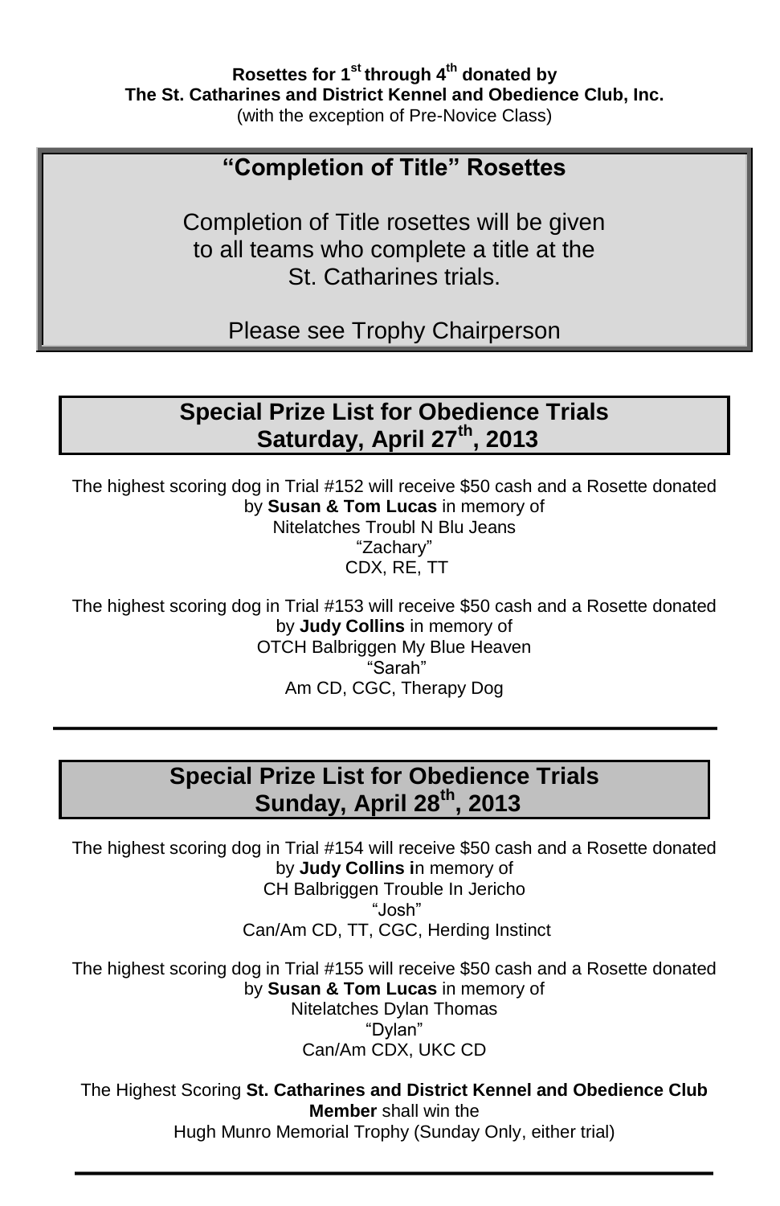**Rosettes for 1st through 4th donated by**
**The St. Catharines and District Kennel and Obedience Club, Inc.**
(with the exception of Pre-Novice Class)

## “Completion of Title” Rosettes

Completion of Title rosettes will be given to all teams who complete a title at the St. Catharines trials.

Please see Trophy Chairperson

## Special Prize List for Obedience Trials Saturday, April 27th, 2013

The highest scoring dog in Trial #152 will receive $50 cash and a Rosette donated by **Susan & Tom Lucas** in memory of
Nitelatches Troubl N Blu Jeans
“Zachary”
CDX, RE, TT

The highest scoring dog in Trial #153 will receive $50 cash and a Rosette donated by **Judy Collins** in memory of
OTCH Balbriggen My Blue Heaven
“Sarah”
Am CD, CGC, Therapy Dog

---

## Special Prize List for Obedience Trials Sunday, April 28th, 2013

The highest scoring dog in Trial #154 will receive $50 cash and a Rosette donated by **Judy Collins i**n memory of
CH Balbriggen Trouble In Jericho
“Josh”
Can/Am CD, TT, CGC, Herding Instinct

The highest scoring dog in Trial #155 will receive $50 cash and a Rosette donated by **Susan & Tom Lucas** in memory of
Nitelatches Dylan Thomas
“Dylan”
Can/Am CDX, UKC CD

The Highest Scoring **St. Catharines and District Kennel and Obedience Club Member** shall win the
Hugh Munro Memorial Trophy (Sunday Only, either trial)

---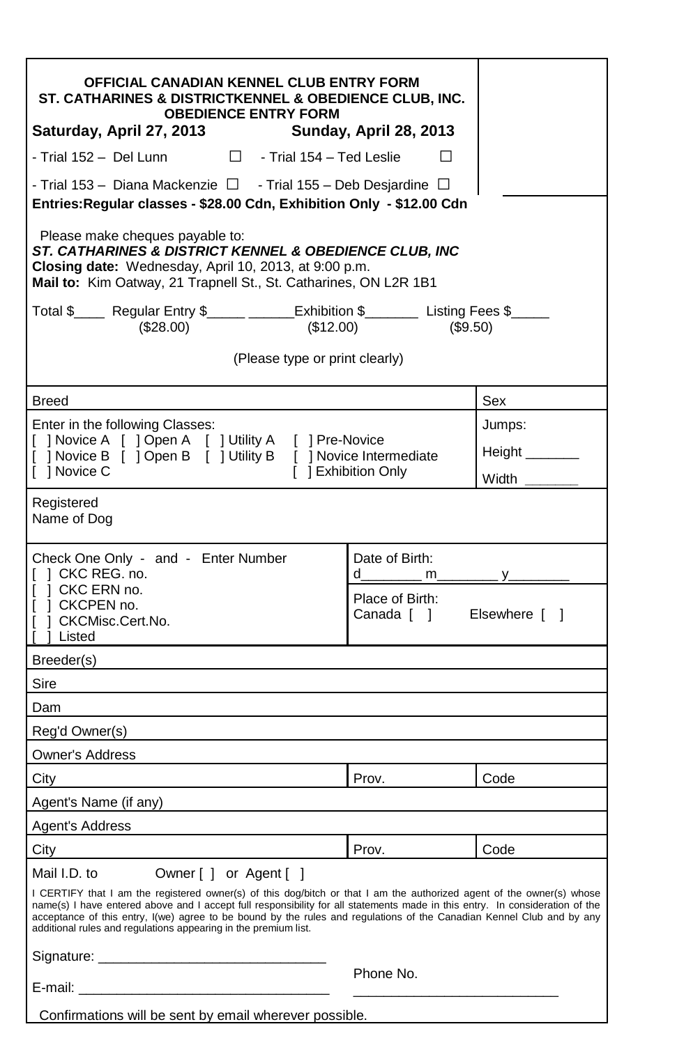**OFFICIAL CANADIAN KENNEL CLUB ENTRY FORM**
**ST. CATHARINES & DISTRICTKENNEL & OBEDIENCE CLUB, INC.**
**OBEDIENCE ENTRY FORM**

**Saturday, April 27, 2013** **Sunday, April 28, 2013**

- Trial 152 – Del Lunn ☐ - Trial 154 – Ted Leslie ☐

- Trial 153 – Diana Mackenzie ☐ - Trial 155 – Deb Desjardine ☐

**Entries:Regular classes - $28.00 Cdn, Exhibition Only - $12.00 Cdn**

Please make cheques payable to:
***ST. CATHARINES & DISTRICT KENNEL & OBEDIENCE CLUB, INC***
**Closing date:** Wednesday, April 10, 2013, at 9:00 p.m.
**Mail to:** Kim Oatway, 21 Trapnell St., St. Catharines, ON L2R 1B1

Total $____ Regular Entry $_____ ______Exhibition $_______ Listing Fees $_____
($28.00) ($12.00) ($9.50)

(Please type or print clearly)

| Breed | | Sex |
|---|---|---|
| Enter in the following Classes:<br>[ ] Novice A [ ] Open A [ ] Utility A [ ] Pre-Novice<br>[ ] Novice B [ ] Open B [ ] Utility B [ ] Novice Intermediate<br>[ ] Novice C [ ] Exhibition Only | | Jumps:<br>Height _______<br>Width _______ |
| Registered Name of Dog | | |
| Check One Only - and - Enter Number<br>[ ] CKC REG. no.<br>[ ] CKC ERN no.<br>[ ] CKCPEN no.<br>[ ] CKCMisc.Cert.No.<br>[ ] Listed | Date of Birth: d________ m________ y________<br>Place of Birth: Canada [ ] Elsewhere [ ] | |
| Breeder(s) | | |
| Sire | | |
| Dam | | |
| Reg'd Owner(s) | | |
| Owner's Address | | |
| City | Prov. | Code |
| Agent's Name (if any) | | |
| Agent's Address | | |
| City | Prov. | Code |

Mail I.D. to Owner [ ] or Agent [ ]

I CERTIFY that I am the registered owner(s) of this dog/bitch or that I am the authorized agent of the owner(s) whose name(s) I have entered above and I accept full responsibility for all statements made in this entry. In consideration of the acceptance of this entry, I(we) agree to be bound by the rules and regulations of the Canadian Kennel Club and by any additional rules and regulations appearing in the premium list.

Signature: ______________________________

E-mail: _________________________________ Phone No. ___________________________

Confirmations will be sent by email wherever possible.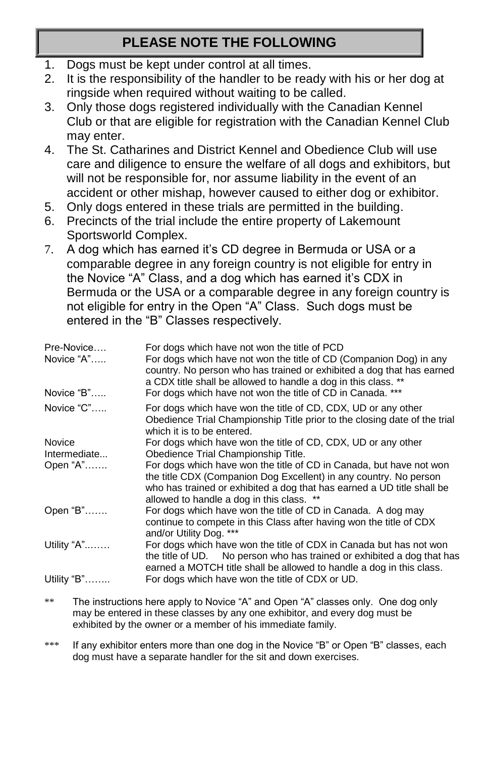## PLEASE NOTE THE FOLLOWING

1. Dogs must be kept under control at all times.
2. It is the responsibility of the handler to be ready with his or her dog at ringside when required without waiting to be called.
3. Only those dogs registered individually with the Canadian Kennel Club or that are eligible for registration with the Canadian Kennel Club may enter.
4. The St. Catharines and District Kennel and Obedience Club will use care and diligence to ensure the welfare of all dogs and exhibitors, but will not be responsible for, nor assume liability in the event of an accident or other mishap, however caused to either dog or exhibitor.
5. Only dogs entered in these trials are permitted in the building.
6. Precincts of the trial include the entire property of Lakemount Sportsworld Complex.
7. A dog which has earned it's CD degree in Bermuda or USA or a comparable degree in any foreign country is not eligible for entry in the Novice "A" Class, and a dog which has earned it's CDX in Bermuda or the USA or a comparable degree in any foreign country is not eligible for entry in the Open "A" Class. Such dogs must be entered in the "B" Classes respectively.

| | |
|---|---|
| Pre-Novice…. | For dogs which have not won the title of PCD |
| Novice "A"….. | For dogs which have not won the title of CD (Companion Dog) in any country. No person who has trained or exhibited a dog that has earned a CDX title shall be allowed to handle a dog in this class. ** |
| Novice "B"….. | For dogs which have not won the title of CD in Canada. *** |
| Novice "C"….. | For dogs which have won the title of CD, CDX, UD or any other Obedience Trial Championship Title prior to the closing date of the trial which it is to be entered. |
| Novice Intermediate... | For dogs which have won the title of CD, CDX, UD or any other Obedience Trial Championship Title. |
| Open "A"……. | For dogs which have won the title of CD in Canada, but have not won the title CDX (Companion Dog Excellent) in any country. No person who has trained or exhibited a dog that has earned a UD title shall be allowed to handle a dog in this class. ** |
| Open "B"……. | For dogs which have won the title of CD in Canada. A dog may continue to compete in this Class after having won the title of CDX and/or Utility Dog. *** |
| Utility "A"..…… | For dogs which have won the title of CDX in Canada but has not won the title of UD. No person who has trained or exhibited a dog that has earned a MOTCH title shall be allowed to handle a dog in this class. |
| Utility "B"…….. | For dogs which have won the title of CDX or UD. |

** The instructions here apply to Novice "A" and Open "A" classes only. One dog only may be entered in these classes by any one exhibitor, and every dog must be exhibited by the owner or a member of his immediate family.

*** If any exhibitor enters more than one dog in the Novice "B" or Open "B" classes, each dog must have a separate handler for the sit and down exercises.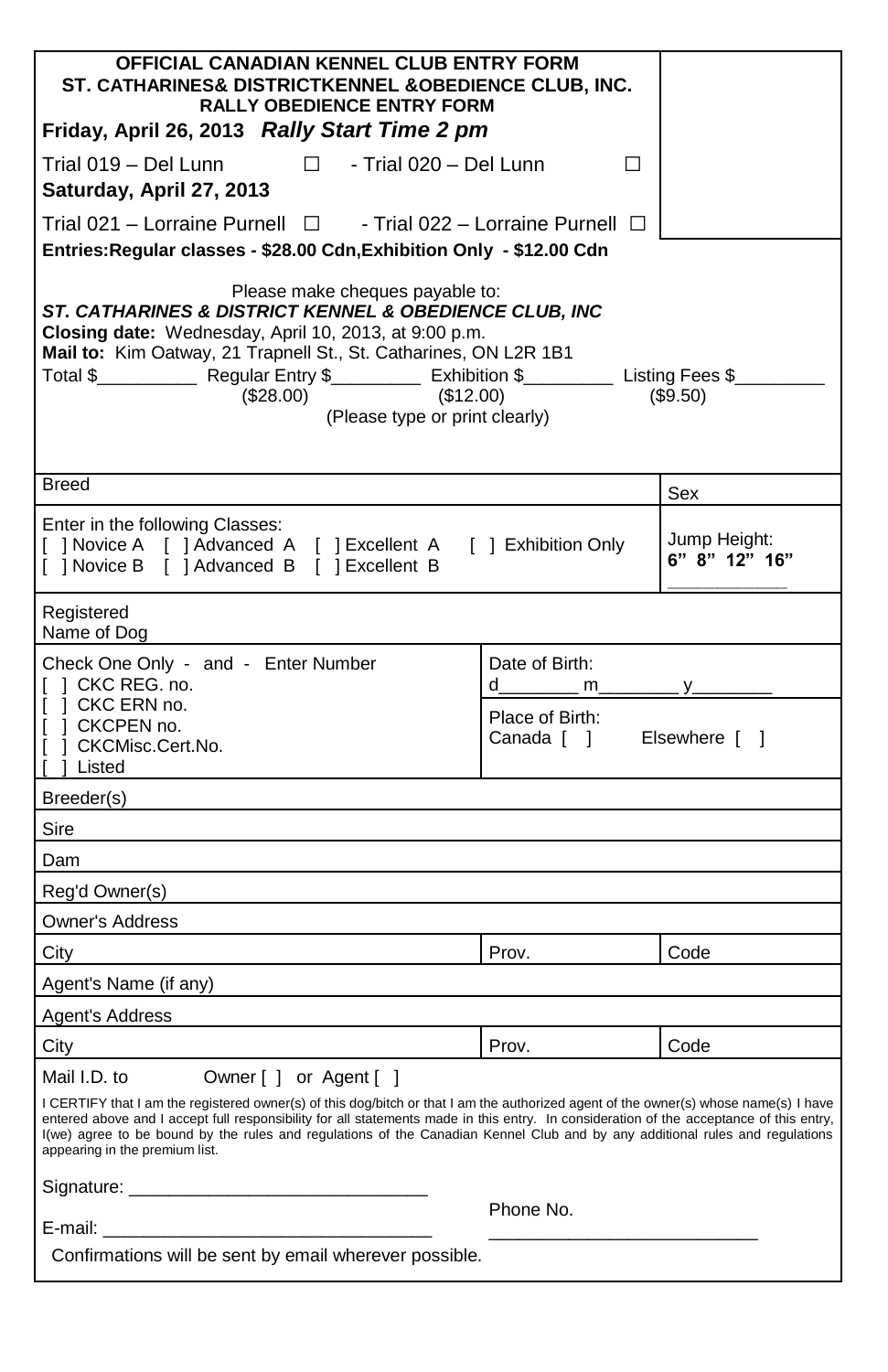**OFFICIAL CANADIAN KENNEL CLUB ENTRY FORM**
**ST. CATHARINES& DISTRICTKENNEL &OBEDIENCE CLUB, INC.**
**RALLY OBEDIENCE ENTRY FORM**

**Friday, April 26, 2013** ***Rally Start Time 2 pm***

Trial 019 – Del Lunn ☐ - Trial 020 – Del Lunn ☐

**Saturday, April 27, 2013**

Trial 021 – Lorraine Purnell ☐ - Trial 022 – Lorraine Purnell ☐

**Entries:Regular classes - $28.00 Cdn,Exhibition Only - $12.00 Cdn**

Please make cheques payable to:

***ST. CATHARINES & DISTRICT KENNEL & OBEDIENCE CLUB, INC***

**Closing date:** Wednesday, April 10, 2013, at 9:00 p.m.

**Mail to:** Kim Oatway, 21 Trapnell St., St. Catharines, ON L2R 1B1

Total $__________ Regular Entry $_________ Exhibition $_________ Listing Fees $_________
($28.00) ($12.00) ($9.50)

(Please type or print clearly)

| | |
|---|---|
| Breed | Sex |
| Enter in the following Classes:<br>[ ] Novice A [ ] Advanced A [ ] Excellent A [ ] Exhibition Only<br>[ ] Novice B [ ] Advanced B [ ] Excellent B | Jump Height:<br>**6" 8" 12" 16"**<br>___________ |
| Registered Name of Dog | |
| Check One Only - and - Enter Number<br>[ ] CKC REG. no.<br>[ ] CKC ERN no.<br>[ ] CKCPEN no.<br>[ ] CKCMisc.Cert.No.<br>[ ] Listed | Date of Birth:<br>d________ m________ y________<br>Place of Birth:<br>Canada [ ] Elsewhere [ ] |
| Breeder(s) | |
| Sire | |
| Dam | |
| Reg'd Owner(s) | |
| Owner's Address | |
| City | Prov. / Code |
| Agent's Name (if any) | |
| Agent's Address | |
| City | Prov. / Code |

Mail I.D. to Owner [ ] or Agent [ ]

I CERTIFY that I am the registered owner(s) of this dog/bitch or that I am the authorized agent of the owner(s) whose name(s) I have entered above and I accept full responsibility for all statements made in this entry. In consideration of the acceptance of this entry, I(we) agree to be bound by the rules and regulations of the Canadian Kennel Club and by any additional rules and regulations appearing in the premium list.

Signature: _____________________________

E-mail: _________________________________

Phone No. ___________________________

Confirmations will be sent by email wherever possible.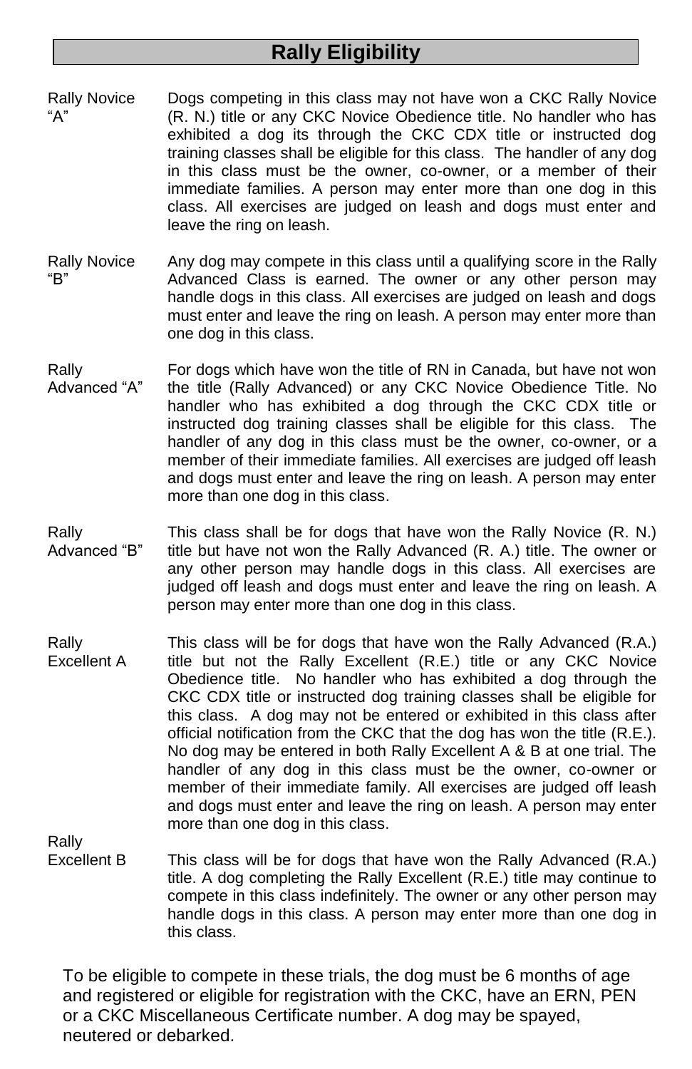## Rally Eligibility

**Rally Novice "A"**

Dogs competing in this class may not have won a CKC Rally Novice (R. N.) title or any CKC Novice Obedience title. No handler who has exhibited a dog its through the CKC CDX title or instructed dog training classes shall be eligible for this class. The handler of any dog in this class must be the owner, co-owner, or a member of their immediate families. A person may enter more than one dog in this class. All exercises are judged on leash and dogs must enter and leave the ring on leash.

**Rally Novice "B"**

Any dog may compete in this class until a qualifying score in the Rally Advanced Class is earned. The owner or any other person may handle dogs in this class. All exercises are judged on leash and dogs must enter and leave the ring on leash. A person may enter more than one dog in this class.

**Rally Advanced "A"**

For dogs which have won the title of RN in Canada, but have not won the title (Rally Advanced) or any CKC Novice Obedience Title. No handler who has exhibited a dog through the CKC CDX title or instructed dog training classes shall be eligible for this class. The handler of any dog in this class must be the owner, co-owner, or a member of their immediate families. All exercises are judged off leash and dogs must enter and leave the ring on leash. A person may enter more than one dog in this class.

**Rally Advanced "B"**

This class shall be for dogs that have won the Rally Novice (R. N.) title but have not won the Rally Advanced (R. A.) title. The owner or any other person may handle dogs in this class. All exercises are judged off leash and dogs must enter and leave the ring on leash. A person may enter more than one dog in this class.

**Rally Excellent A**

This class will be for dogs that have won the Rally Advanced (R.A.) title but not the Rally Excellent (R.E.) title or any CKC Novice Obedience title. No handler who has exhibited a dog through the CKC CDX title or instructed dog training classes shall be eligible for this class. A dog may not be entered or exhibited in this class after official notification from the CKC that the dog has won the title (R.E.). No dog may be entered in both Rally Excellent A & B at one trial. The handler of any dog in this class must be the owner, co-owner or member of their immediate family. All exercises are judged off leash and dogs must enter and leave the ring on leash. A person may enter more than one dog in this class.

**Rally Excellent B**

This class will be for dogs that have won the Rally Advanced (R.A.) title. A dog completing the Rally Excellent (R.E.) title may continue to compete in this class indefinitely. The owner or any other person may handle dogs in this class. A person may enter more than one dog in this class.

To be eligible to compete in these trials, the dog must be 6 months of age and registered or eligible for registration with the CKC, have an ERN, PEN or a CKC Miscellaneous Certificate number. A dog may be spayed, neutered or debarked.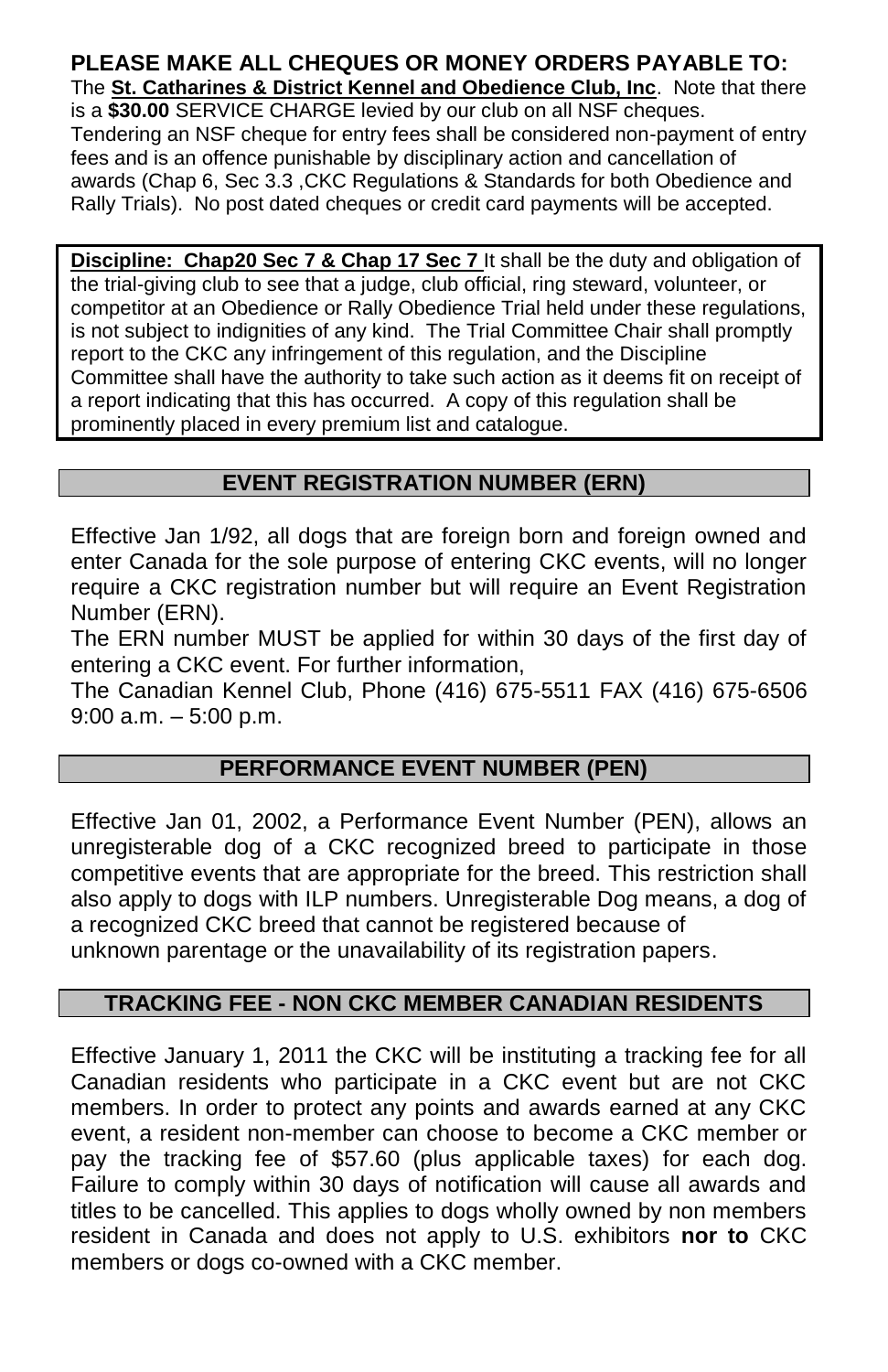**PLEASE MAKE ALL CHEQUES OR MONEY ORDERS PAYABLE TO:**
The **St. Catharines & District Kennel and Obedience Club, Inc**. Note that there is a **$30.00** SERVICE CHARGE levied by our club on all NSF cheques. Tendering an NSF cheque for entry fees shall be considered non-payment of entry fees and is an offence punishable by disciplinary action and cancellation of awards (Chap 6, Sec 3.3 ,CKC Regulations & Standards for both Obedience and Rally Trials). No post dated cheques or credit card payments will be accepted.

**Discipline: Chap20 Sec 7 & Chap 17 Sec 7** It shall be the duty and obligation of the trial-giving club to see that a judge, club official, ring steward, volunteer, or competitor at an Obedience or Rally Obedience Trial held under these regulations, is not subject to indignities of any kind. The Trial Committee Chair shall promptly report to the CKC any infringement of this regulation, and the Discipline Committee shall have the authority to take such action as it deems fit on receipt of a report indicating that this has occurred. A copy of this regulation shall be prominently placed in every premium list and catalogue.

## EVENT REGISTRATION NUMBER (ERN)

Effective Jan 1/92, all dogs that are foreign born and foreign owned and enter Canada for the sole purpose of entering CKC events, will no longer require a CKC registration number but will require an Event Registration Number (ERN).

The ERN number MUST be applied for within 30 days of the first day of entering a CKC event. For further information,

The Canadian Kennel Club, Phone (416) 675-5511 FAX (416) 675-6506 9:00 a.m. – 5:00 p.m.

## PERFORMANCE EVENT NUMBER (PEN)

Effective Jan 01, 2002, a Performance Event Number (PEN), allows an unregisterable dog of a CKC recognized breed to participate in those competitive events that are appropriate for the breed. This restriction shall also apply to dogs with ILP numbers. Unregisterable Dog means, a dog of a recognized CKC breed that cannot be registered because of unknown parentage or the unavailability of its registration papers.

## TRACKING FEE - NON CKC MEMBER CANADIAN RESIDENTS

Effective January 1, 2011 the CKC will be instituting a tracking fee for all Canadian residents who participate in a CKC event but are not CKC members. In order to protect any points and awards earned at any CKC event, a resident non-member can choose to become a CKC member or pay the tracking fee of $57.60 (plus applicable taxes) for each dog. Failure to comply within 30 days of notification will cause all awards and titles to be cancelled. This applies to dogs wholly owned by non members resident in Canada and does not apply to U.S. exhibitors **nor to** CKC members or dogs co-owned with a CKC member.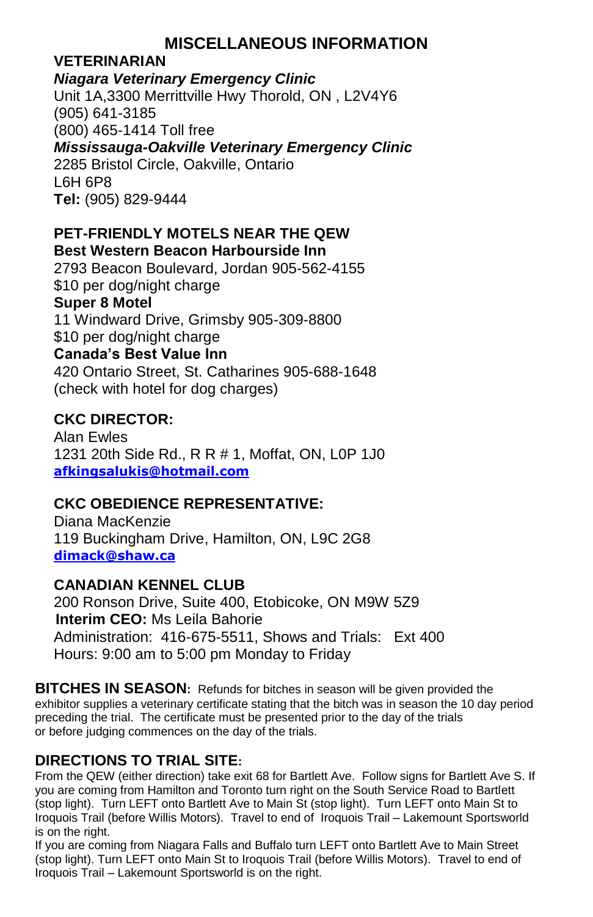# MISCELLANEOUS INFORMATION

## VETERINARIAN

***Niagara Veterinary Emergency Clinic***
Unit 1A,3300 Merrittville Hwy Thorold, ON , L2V4Y6
(905) 641-3185
(800) 465-1414 Toll free

***Mississauga-Oakville Veterinary Emergency Clinic***
2285 Bristol Circle, Oakville, Ontario
L6H 6P8
**Tel:** (905) 829-9444

## PET-FRIENDLY MOTELS NEAR THE QEW

**Best Western Beacon Harbourside Inn**
2793 Beacon Boulevard, Jordan 905-562-4155
$10 per dog/night charge

**Super 8 Motel**
11 Windward Drive, Grimsby 905-309-8800
$10 per dog/night charge

**Canada's Best Value Inn**
420 Ontario Street, St. Catharines 905-688-1648
(check with hotel for dog charges)

## CKC DIRECTOR:

Alan Ewles
1231 20th Side Rd., R R # 1, Moffat, ON, L0P 1J0
**afkingsalukis@hotmail.com**

## CKC OBEDIENCE REPRESENTATIVE:

Diana MacKenzie
119 Buckingham Drive, Hamilton, ON, L9C 2G8
**dimack@shaw.ca**

## CANADIAN KENNEL CLUB

200 Ronson Drive, Suite 400, Etobicoke, ON M9W 5Z9
**Interim CEO:** Ms Leila Bahorie
Administration: 416-675-5511, Shows and Trials: Ext 400
Hours: 9:00 am to 5:00 pm Monday to Friday

**BITCHES IN SEASON:** Refunds for bitches in season will be given provided the exhibitor supplies a veterinary certificate stating that the bitch was in season the 10 day period preceding the trial. The certificate must be presented prior to the day of the trials or before judging commences on the day of the trials.

## DIRECTIONS TO TRIAL SITE:

From the QEW (either direction) take exit 68 for Bartlett Ave. Follow signs for Bartlett Ave S. If you are coming from Hamilton and Toronto turn right on the South Service Road to Bartlett (stop light). Turn LEFT onto Bartlett Ave to Main St (stop light). Turn LEFT onto Main St to Iroquois Trail (before Willis Motors). Travel to end of Iroquois Trail – Lakemount Sportsworld is on the right.

If you are coming from Niagara Falls and Buffalo turn LEFT onto Bartlett Ave to Main Street (stop light). Turn LEFT onto Main St to Iroquois Trail (before Willis Motors). Travel to end of Iroquois Trail – Lakemount Sportsworld is on the right.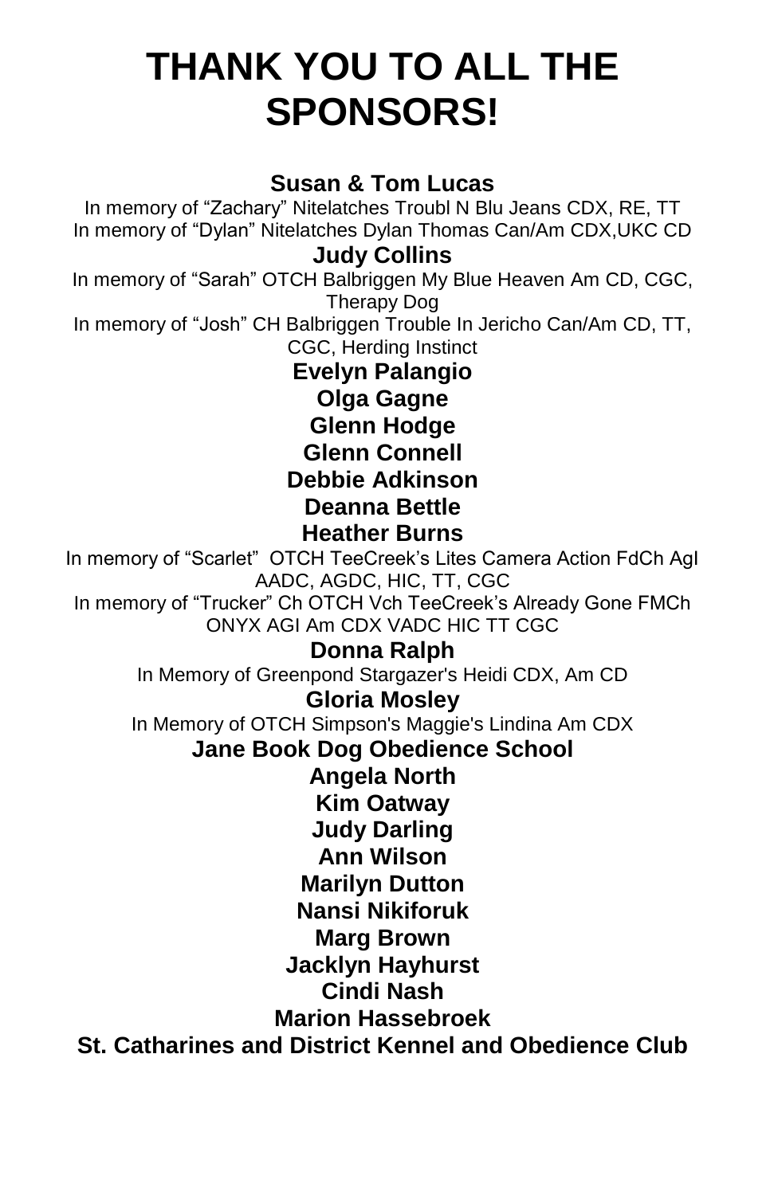# THANK YOU TO ALL THE SPONSORS!

**Susan & Tom Lucas**

In memory of "Zachary" Nitelatches Troubl N Blu Jeans CDX, RE, TT
In memory of "Dylan" Nitelatches Dylan Thomas Can/Am CDX,UKC CD

**Judy Collins**

In memory of "Sarah" OTCH Balbriggen My Blue Heaven Am CD, CGC, Therapy Dog
In memory of "Josh" CH Balbriggen Trouble In Jericho Can/Am CD, TT, CGC, Herding Instinct

**Evelyn Palangio**

**Olga Gagne**

**Glenn Hodge**

**Glenn Connell**

**Debbie Adkinson**

**Deanna Bettle**

**Heather Burns**

In memory of "Scarlet" OTCH TeeCreek's Lites Camera Action FdCh AgI AADC, AGDC, HIC, TT, CGC
In memory of "Trucker" Ch OTCH Vch TeeCreek's Already Gone FMCh ONYX AGI Am CDX VADC HIC TT CGC

**Donna Ralph**

In Memory of Greenpond Stargazer's Heidi CDX, Am CD

**Gloria Mosley**

In Memory of OTCH Simpson's Maggie's Lindina Am CDX

**Jane Book Dog Obedience School**

**Angela North**

**Kim Oatway**

**Judy Darling**

**Ann Wilson**

**Marilyn Dutton**

**Nansi Nikiforuk**

**Marg Brown**

**Jacklyn Hayhurst**

**Cindi Nash**

**Marion Hassebroek**

**St. Catharines and District Kennel and Obedience Club**